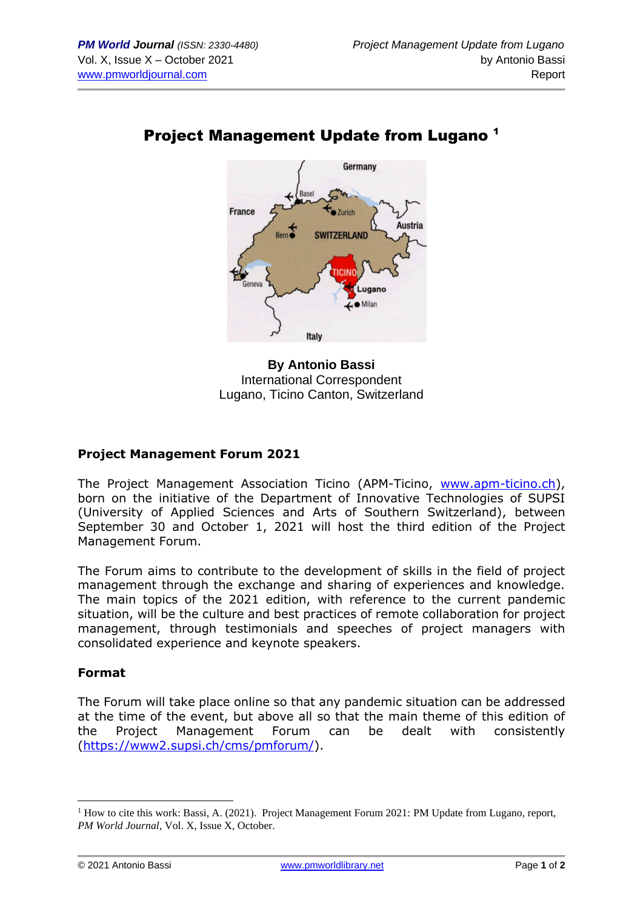# Project Management Update from Lugano [1]

**By Antonio Bassi**
International Correspondent
Lugano, Ticino Canton, Switzerland

## Project Management Forum 2021

The Project Management Association Ticino (APM-Ticino, www.apm-ticino.ch), born on the initiative of the Department of Innovative Technologies of SUPSI (University of Applied Sciences and Arts of Southern Switzerland), between September 30 and October 1, 2021 will host the third edition of the Project Management Forum.

The Forum aims to contribute to the development of skills in the field of project management through the exchange and sharing of experiences and knowledge. The main topics of the 2021 edition, with reference to the current pandemic situation, will be the culture and best practices of remote collaboration for project management, through testimonials and speeches of project managers with consolidated experience and keynote speakers.

### Format

The Forum will take place online so that any pandemic situation can be addressed at the time of the event, but above all so that the main theme of this edition of the Project Management Forum can be dealt with consistently (https://www2.supsi.ch/cms/pmforum/).

---

[1] How to cite this work: Bassi, A. (2021). Project Management Forum 2021: PM Update from Lugano, report, *PM World Journal*, Vol. X, Issue X, October.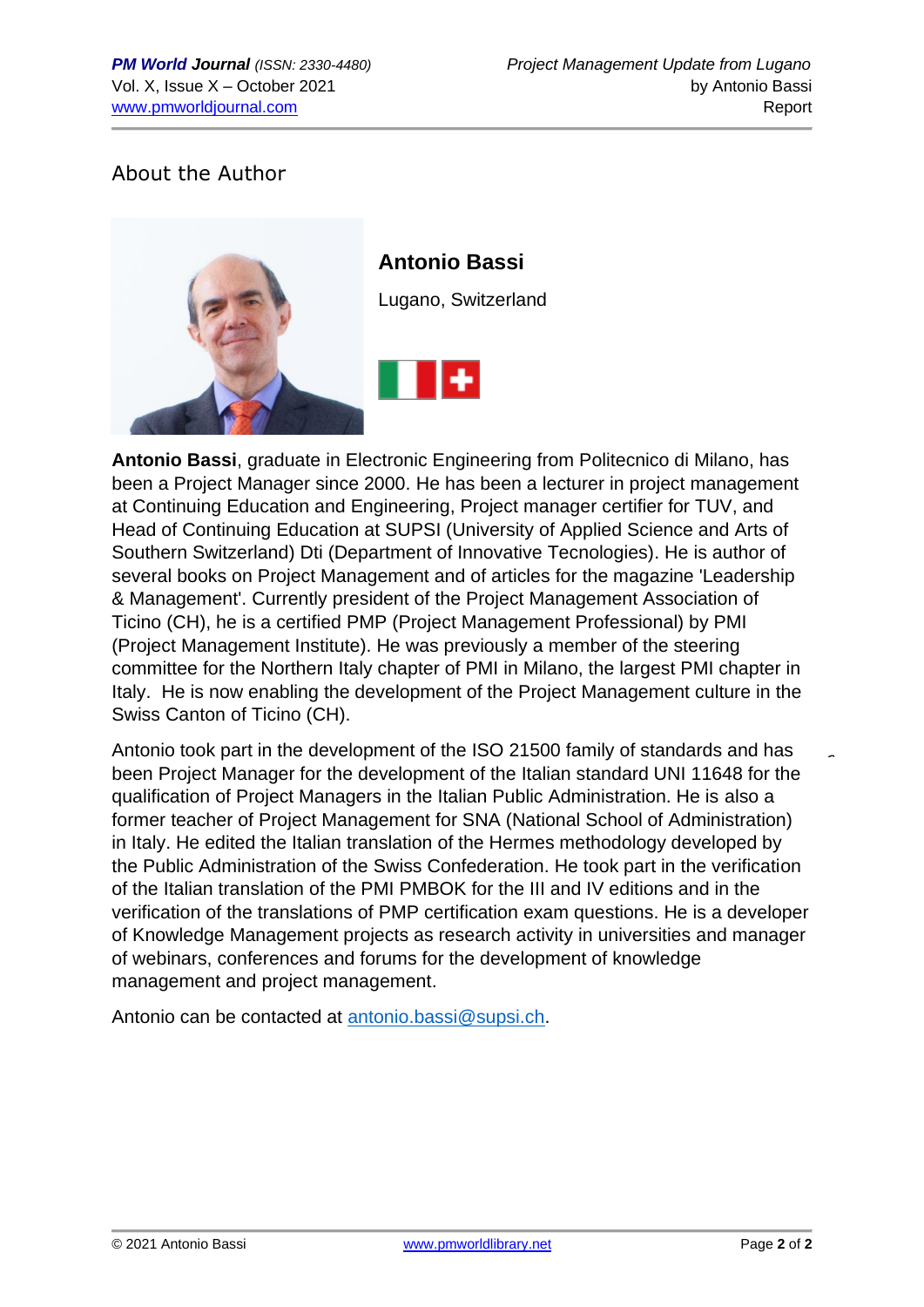## About the Author

### Antonio Bassi

Lugano, Switzerland

**Antonio Bassi**, graduate in Electronic Engineering from Politecnico di Milano, has been a Project Manager since 2000. He has been a lecturer in project management at Continuing Education and Engineering, Project manager certifier for TUV, and Head of Continuing Education at SUPSI (University of Applied Science and Arts of Southern Switzerland) Dti (Department of Innovative Tecnologies). He is author of several books on Project Management and of articles for the magazine 'Leadership & Management'. Currently president of the Project Management Association of Ticino (CH), he is a certified PMP (Project Management Professional) by PMI (Project Management Institute). He was previously a member of the steering committee for the Northern Italy chapter of PMI in Milano, the largest PMI chapter in Italy. He is now enabling the development of the Project Management culture in the Swiss Canton of Ticino (CH).

Antonio took part in the development of the ISO 21500 family of standards and has been Project Manager for the development of the Italian standard UNI 11648 for the qualification of Project Managers in the Italian Public Administration. He is also a former teacher of Project Management for SNA (National School of Administration) in Italy. He edited the Italian translation of the Hermes methodology developed by the Public Administration of the Swiss Confederation. He took part in the verification of the Italian translation of the PMI PMBOK for the III and IV editions and in the verification of the translations of PMP certification exam questions. He is a developer of Knowledge Management projects as research activity in universities and manager of webinars, conferences and forums for the development of knowledge management and project management.

Antonio can be contacted at antonio.bassi@supsi.ch.